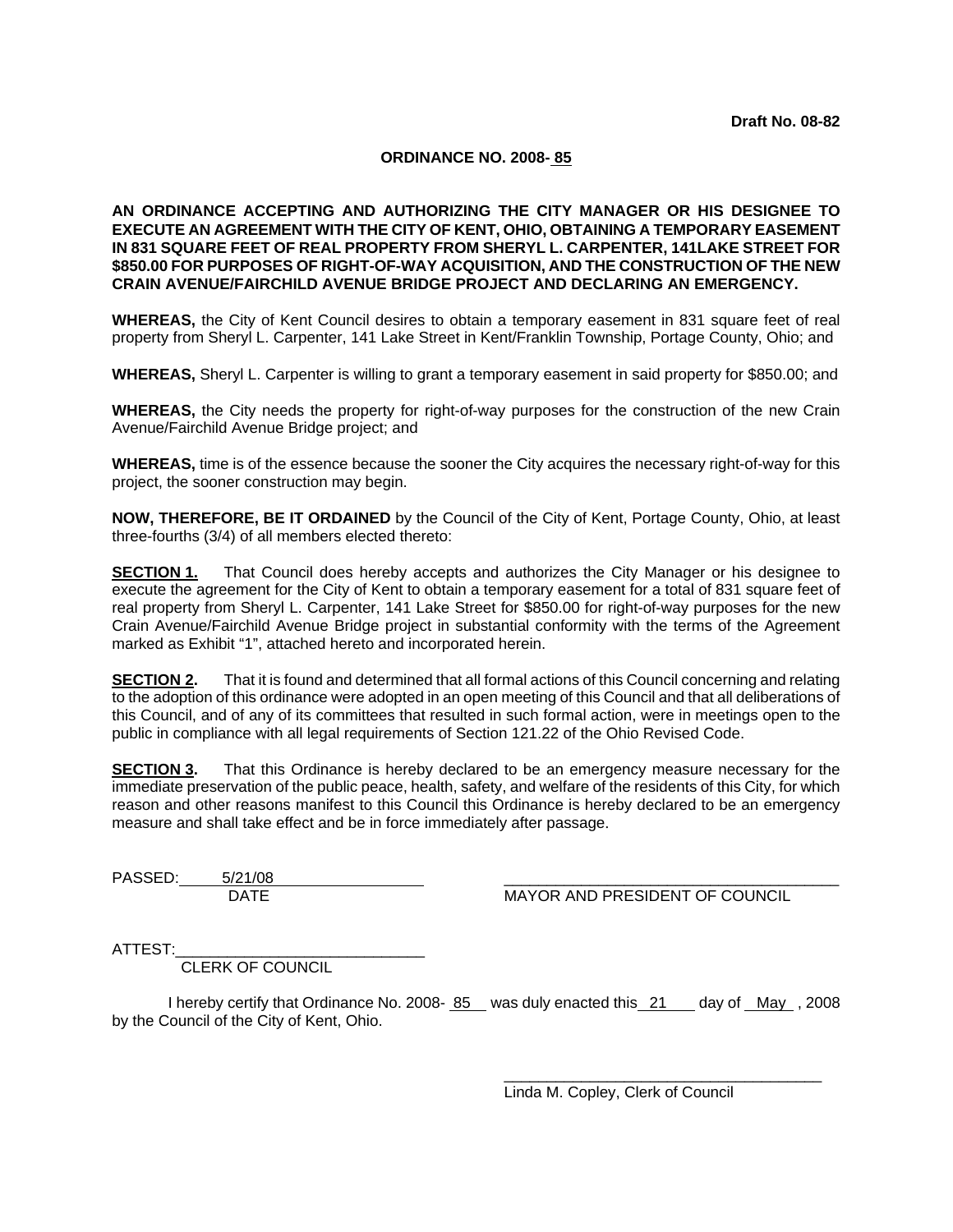**Draft No. 08-82**

**ORDINANCE NO. 2008- 85**

**AN ORDINANCE ACCEPTING AND AUTHORIZING THE CITY MANAGER OR HIS DESIGNEE TO EXECUTE AN AGREEMENT WITH THE CITY OF KENT, OHIO, OBTAINING A TEMPORARY EASEMENT IN 831 SQUARE FEET OF REAL PROPERTY FROM SHERYL L. CARPENTER, 141LAKE STREET FOR $850.00 FOR PURPOSES OF RIGHT-OF-WAY ACQUISITION, AND THE CONSTRUCTION OF THE NEW CRAIN AVENUE/FAIRCHILD AVENUE BRIDGE PROJECT AND DECLARING AN EMERGENCY.**

**WHEREAS,** the City of Kent Council desires to obtain a temporary easement in 831 square feet of real property from Sheryl L. Carpenter, 141 Lake Street in Kent/Franklin Township, Portage County, Ohio; and

**WHEREAS,** Sheryl L. Carpenter is willing to grant a temporary easement in said property for $850.00; and

**WHEREAS,** the City needs the property for right-of-way purposes for the construction of the new Crain Avenue/Fairchild Avenue Bridge project; and

**WHEREAS,** time is of the essence because the sooner the City acquires the necessary right-of-way for this project, the sooner construction may begin.

**NOW, THEREFORE, BE IT ORDAINED** by the Council of the City of Kent, Portage County, Ohio, at least three-fourths (3/4) of all members elected thereto:

**SECTION 1.** That Council does hereby accepts and authorizes the City Manager or his designee to execute the agreement for the City of Kent to obtain a temporary easement for a total of 831 square feet of real property from Sheryl L. Carpenter, 141 Lake Street for $850.00 for right-of-way purposes for the new Crain Avenue/Fairchild Avenue Bridge project in substantial conformity with the terms of the Agreement marked as Exhibit "1", attached hereto and incorporated herein.

**SECTION 2.** That it is found and determined that all formal actions of this Council concerning and relating to the adoption of this ordinance were adopted in an open meeting of this Council and that all deliberations of this Council, and of any of its committees that resulted in such formal action, were in meetings open to the public in compliance with all legal requirements of Section 121.22 of the Ohio Revised Code.

**SECTION 3.** That this Ordinance is hereby declared to be an emergency measure necessary for the immediate preservation of the public peace, health, safety, and welfare of the residents of this City, for which reason and other reasons manifest to this Council this Ordinance is hereby declared to be an emergency measure and shall take effect and be in force immediately after passage.

PASSED: 5/21/08
DATE

_______________________________________
MAYOR AND PRESIDENT OF COUNCIL

ATTEST:_____________________________
CLERK OF COUNCIL

I hereby certify that Ordinance No. 2008- 85 was duly enacted this 21 day of May , 2008 by the Council of the City of Kent, Ohio.

_______________________________________
Linda M. Copley, Clerk of Council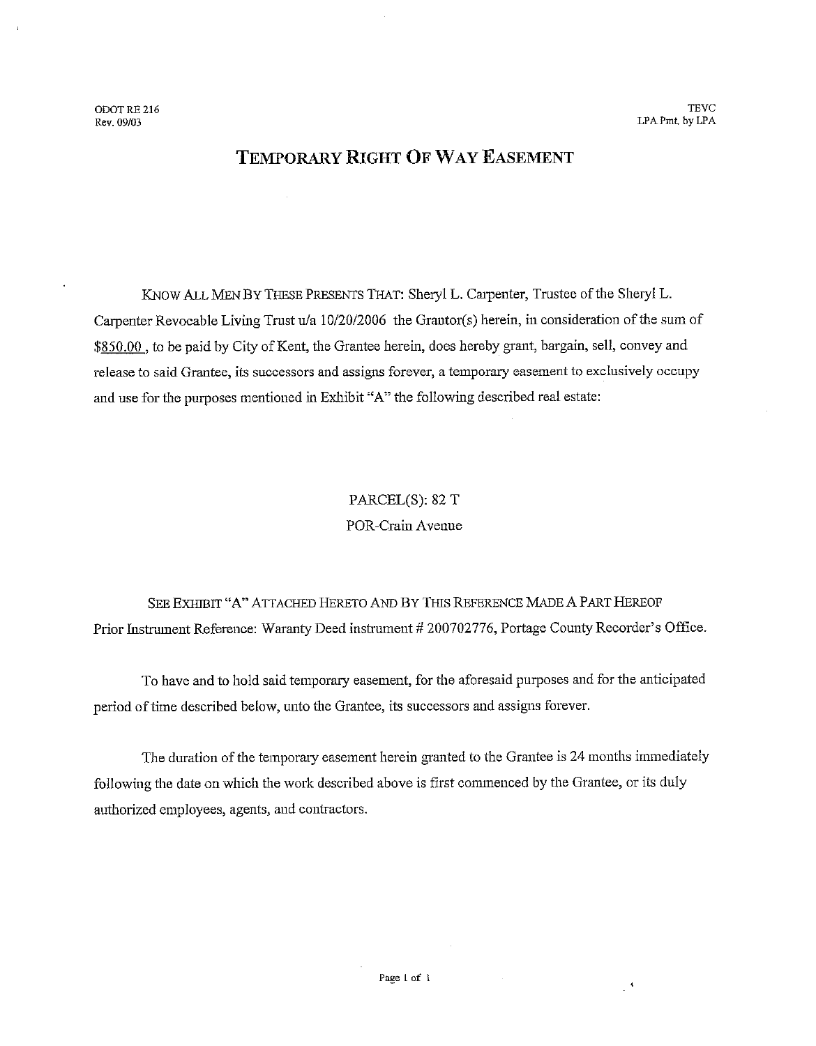ODOT RE 216
Rev. 09/03

TEVC
LPA Pmt. by LPA

# TEMPORARY RIGHT OF WAY EASEMENT

KNOW ALL MEN BY THESE PRESENTS THAT: Sheryl L. Carpenter, Trustee of the Sheryl L. Carpenter Revocable Living Trust u/a 10/20/2006 the Grantor(s) herein, in consideration of the sum of $850.00 , to be paid by City of Kent, the Grantee herein, does hereby grant, bargain, sell, convey and release to said Grantee, its successors and assigns forever, a temporary easement to exclusively occupy and use for the purposes mentioned in Exhibit "A" the following described real estate:

PARCEL(S): 82 T
POR-Crain Avenue

SEE EXHIBIT "A" ATTACHED HERETO AND BY THIS REFERENCE MADE A PART HEREOF
Prior Instrument Reference: Waranty Deed instrument # 200702776, Portage County Recorder's Office.

To have and to hold said temporary easement, for the aforesaid purposes and for the anticipated period of time described below, unto the Grantee, its successors and assigns forever.

The duration of the temporary easement herein granted to the Grantee is 24 months immediately following the date on which the work described above is first commenced by the Grantee, or its duly authorized employees, agents, and contractors.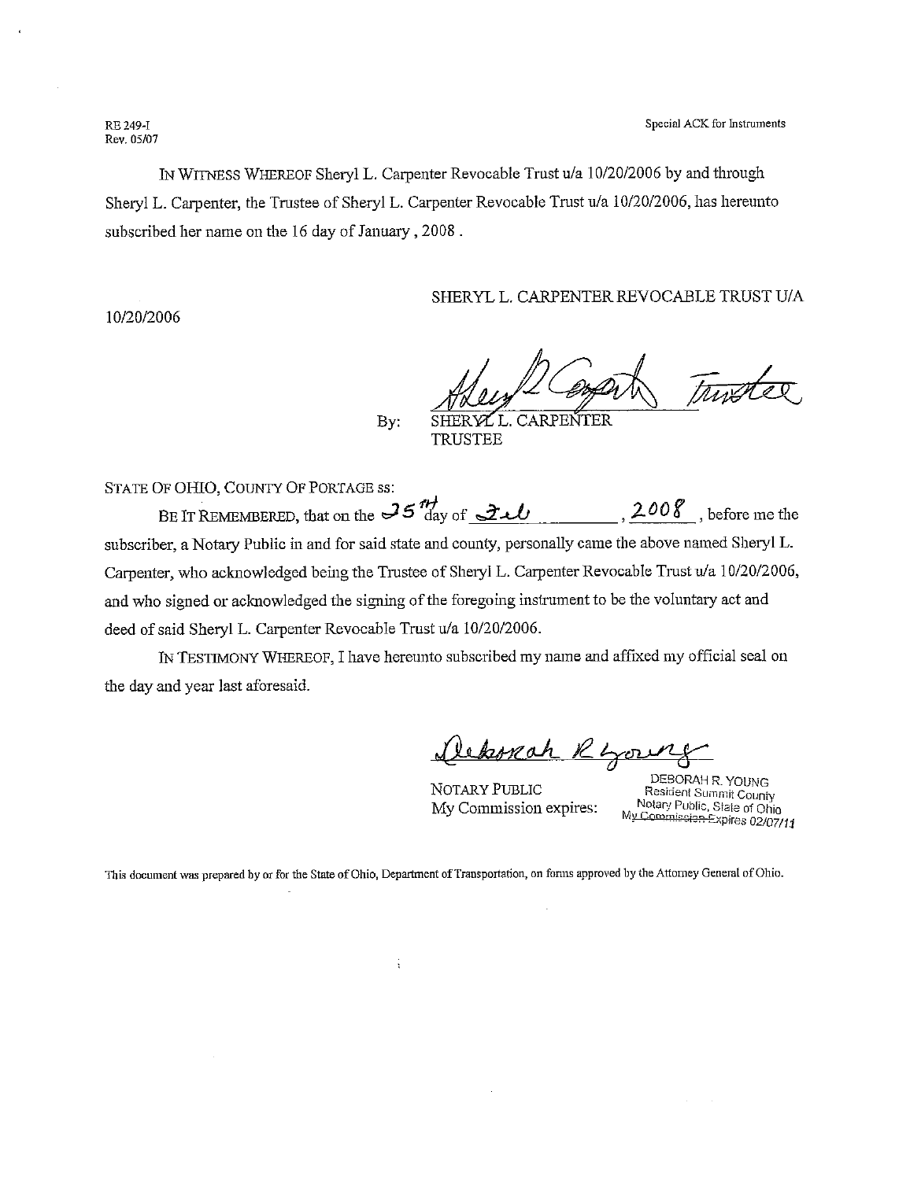RE 249-I
Rev. 05/07

Special ACK for Instruments

IN WITNESS WHEREOF Sheryl L. Carpenter Revocable Trust u/a 10/20/2006 by and through Sheryl L. Carpenter, the Trustee of Sheryl L. Carpenter Revocable Trust u/a 10/20/2006, has hereunto subscribed her name on the 16 day of January , 2008 .

SHERYL L. CARPENTER REVOCABLE TRUST U/A 10/20/2006

By: Sheryl L Carpenter Trustee
SHERYL L. CARPENTER
TRUSTEE

STATE OF OHIO, COUNTY OF PORTAGE ss:

BE IT REMEMBERED, that on the 25TH day of Feb , 2008 , before me the subscriber, a Notary Public in and for said state and county, personally came the above named Sheryl L. Carpenter, who acknowledged being the Trustee of Sheryl L. Carpenter Revocable Trust u/a 10/20/2006, and who signed or acknowledged the signing of the foregoing instrument to be the voluntary act and deed of said Sheryl L. Carpenter Revocable Trust u/a 10/20/2006.

IN TESTIMONY WHEREOF, I have hereunto subscribed my name and affixed my official seal on the day and year last aforesaid.

Deborah R Young

NOTARY PUBLIC
My Commission expires:

DEBORAH R. YOUNG
Resident Summit County
Notary Public, State of Ohio
My Commission Expires 02/07/11

This document was prepared by or for the State of Ohio, Department of Transportation, on forms approved by the Attorney General of Ohio.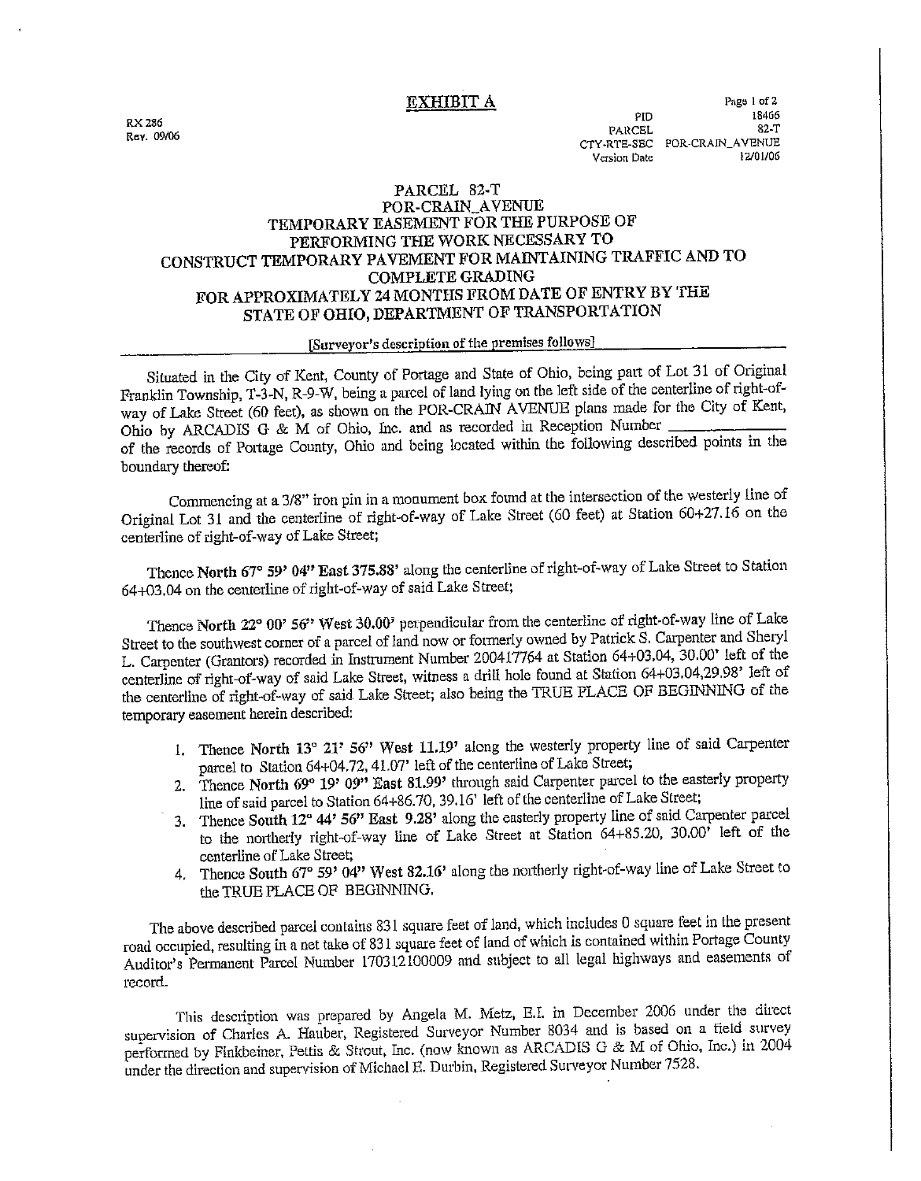RX 286
Rev. 09/06

# EXHIBIT A

| | |
|---|---|
| PID | 18466 |
| PARCEL | 82-T |
| CTY-RTE-SEC | POR-CRAIN_AVENUE |
| Version Date | 12/01/06 |

## PARCEL 82-T
## POR-CRAIN_AVENUE
## TEMPORARY EASEMENT FOR THE PURPOSE OF PERFORMING THE WORK NECESSARY TO CONSTRUCT TEMPORARY PAVEMENT FOR MAINTAINING TRAFFIC AND TO COMPLETE GRADING FOR APPROXIMATELY 24 MONTHS FROM DATE OF ENTRY BY THE STATE OF OHIO, DEPARTMENT OF TRANSPORTATION

[Surveyor's description of the premises follows]

Situated in the City of Kent, County of Portage and State of Ohio, being part of Lot 31 of Original Franklin Township, T-3-N, R-9-W, being a parcel of land lying on the left side of the centerline of right-of-way of Lake Street (60 feet), as shown on the POR-CRAIN AVENUE plans made for the City of Kent, Ohio by ARCADIS G & M of Ohio, Inc. and as recorded in Reception Number ______________ of the records of Portage County, Ohio and being located within the following described points in the boundary thereof:

Commencing at a 3/8" iron pin in a monument box found at the intersection of the westerly line of Original Lot 31 and the centerline of right-of-way of Lake Street (60 feet) at Station 60+27.16 on the centerline of right-of-way of Lake Street;

Thence **North 67° 59' 04" East 375.88'** along the centerline of right-of-way of Lake Street to Station 64+03.04 on the centerline of right-of-way of said Lake Street;

Thence **North 22° 00' 56" West 30.00'** perpendicular from the centerline of right-of-way line of Lake Street to the southwest corner of a parcel of land now or formerly owned by Patrick S. Carpenter and Sheryl L. Carpenter (Grantors) recorded in Instrument Number 200417764 at Station 64+03.04, 30.00' left of the centerline of right-of-way of said Lake Street, witness a drill hole found at Station 64+03.04,29.98' left of the centerline of right-of-way of said Lake Street; also being the TRUE PLACE OF BEGINNING of the temporary easement herein described:

1. Thence **North 13° 21' 56" West 11.19'** along the westerly property line of said Carpenter parcel to Station 64+04.72, 41.07' left of the centerline of Lake Street;
2. Thence **North 69° 19' 09" East 81.99'** through said Carpenter parcel to the easterly property line of said parcel to Station 64+86.70, 39.16' left of the centerline of Lake Street;
3. Thence **South 12° 44' 56" East 9.28'** along the easterly property line of said Carpenter parcel to the northerly right-of-way line of Lake Street at Station 64+85.20, 30.00' left of the centerline of Lake Street;
4. Thence **South 67° 59' 04" West 82.16'** along the northerly right-of-way line of Lake Street to the TRUE PLACE OF BEGINNING.

The above described parcel contains 831 square feet of land, which includes 0 square feet in the present road occupied, resulting in a net take of 831 square feet of land of which is contained within Portage County Auditor's Permanent Parcel Number 170312100009 and subject to all legal highways and easements of record.

This description was prepared by Angela M. Metz, E.I. in December 2006 under the direct supervision of Charles A. Hauber, Registered Surveyor Number 8034 and is based on a field survey performed by Finkbeiner, Pettis & Strout, Inc. (now known as ARCADIS G & M of Ohio, Inc.) in 2004 under the direction and supervision of Michael E. Durbin, Registered Surveyor Number 7528.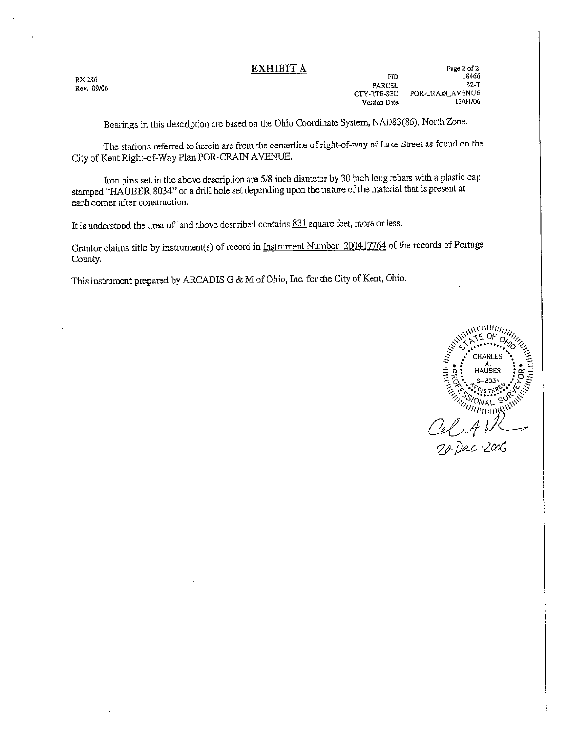# EXHIBIT A

RX 286
Rev. 09/06

| | |
|---|---|
| PID | 18466 |
| PARCEL | 82-T |
| CTY-RTE-SEC | POR-CRAIN_AVENUE |
| Version Date | 12/01/06 |

Bearings in this description are based on the Ohio Coordinate System, NAD83(86), North Zone.

The stations referred to herein are from the centerline of right-of-way of Lake Street as found on the City of Kent Right-of-Way Plan POR-CRAIN AVENUE.

Iron pins set in the above description are 5/8 inch diameter by 30 inch long rebars with a plastic cap stamped "HAUBER 8034" or a drill hole set depending upon the nature of the material that is present at each corner after construction.

It is understood the area of land above described contains 831 square feet, more or less.

Grantor claims title by instrument(s) of record in Instrument Number 200417764 of the records of Portage County.

This instrument prepared by ARCADIS G & M of Ohio, Inc. for the City of Kent, Ohio.

STATE OF OHIO
CHARLES A. HAUBER
S-8034
REGISTERED
PROFESSIONAL SURVEYOR

20 Dec 2006